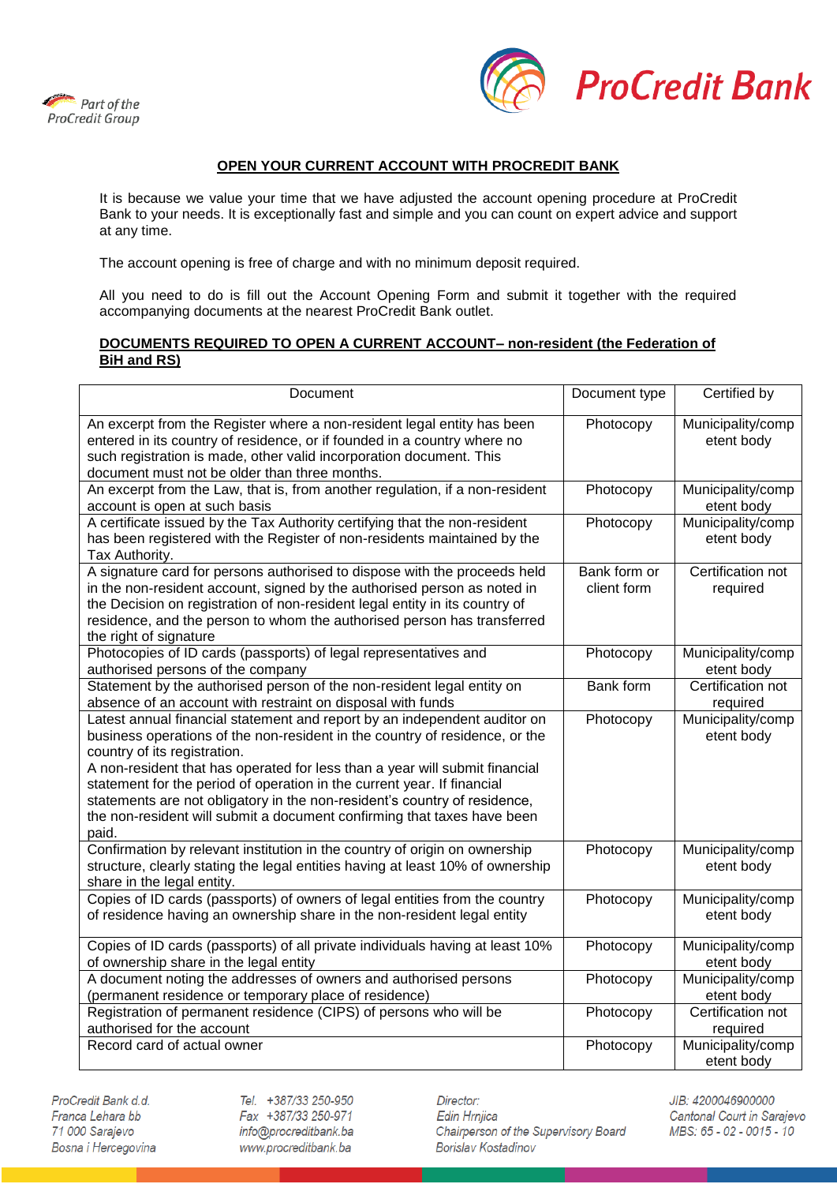## OPEN YOUR CURRENT ACCOUNT WITH PROCREDIT BANK

It is because we value your time that we have adjusted the account opening procedure at ProCredit Bank to your needs. It is exceptionally fast and simple and you can count on expert advice and support at any time.

The account opening is free of charge and with no minimum deposit required.

All you need to do is fill out the Account Opening Form and submit it together with the required accompanying documents at the nearest ProCredit Bank outlet.

### DOCUMENTS REQUIRED TO OPEN A CURRENT ACCOUNT– non-resident (the Federation of BiH and RS)

| Document | Document type | Certified by |
|---|---|---|
| An excerpt from the Register where a non-resident legal entity has been entered in its country of residence, or if founded in a country where no such registration is made, other valid incorporation document. This document must not be older than three months. | Photocopy | Municipality/competent body |
| An excerpt from the Law, that is, from another regulation, if a non-resident account is open at such basis | Photocopy | Municipality/competent body |
| A certificate issued by the Tax Authority certifying that the non-resident has been registered with the Register of non-residents maintained by the Tax Authority. | Photocopy | Municipality/competent body |
| A signature card for persons authorised to dispose with the proceeds held in the non-resident account, signed by the authorised person as noted in the Decision on registration of non-resident legal entity in its country of residence, and the person to whom the authorised person has transferred the right of signature | Bank form or client form | Certification not required |
| Photocopies of ID cards (passports) of legal representatives and authorised persons of the company | Photocopy | Municipality/competent body |
| Statement by the authorised person of the non-resident legal entity on absence of an account with restraint on disposal with funds | Bank form | Certification not required |
| Latest annual financial statement and report by an independent auditor on business operations of the non-resident in the country of residence, or the country of its registration. A non-resident that has operated for less than a year will submit financial statement for the period of operation in the current year. If financial statements are not obligatory in the non-resident's country of residence, the non-resident will submit a document confirming that taxes have been paid. | Photocopy | Municipality/competent body |
| Confirmation by relevant institution in the country of origin on ownership structure, clearly stating the legal entities having at least 10% of ownership share in the legal entity. | Photocopy | Municipality/competent body |
| Copies of ID cards (passports) of owners of legal entities from the country of residence having an ownership share in the non-resident legal entity | Photocopy | Municipality/competent body |
| Copies of ID cards (passports) of all private individuals having at least 10% of ownership share in the legal entity | Photocopy | Municipality/competent body |
| A document noting the addresses of owners and authorised persons (permanent residence or temporary place of residence) | Photocopy | Municipality/competent body |
| Registration of permanent residence (CIPS) of persons who will be authorised for the account | Photocopy | Certification not required |
| Record card of actual owner | Photocopy | Municipality/competent body |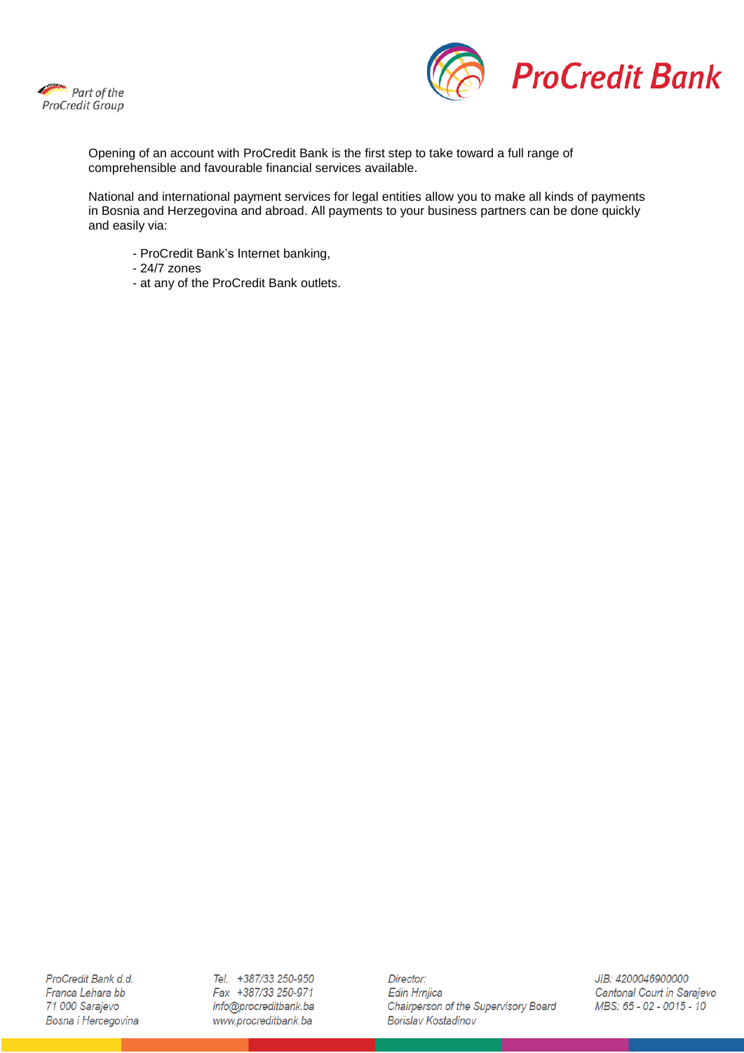Opening of an account with ProCredit Bank is the first step to take toward a full range of comprehensible and favourable financial services available.

National and international payment services for legal entities allow you to make all kinds of payments in Bosnia and Herzegovina and abroad. All payments to your business partners can be done quickly and easily via:

- ProCredit Bank's Internet banking,
- 24/7 zones
- at any of the ProCredit Bank outlets.